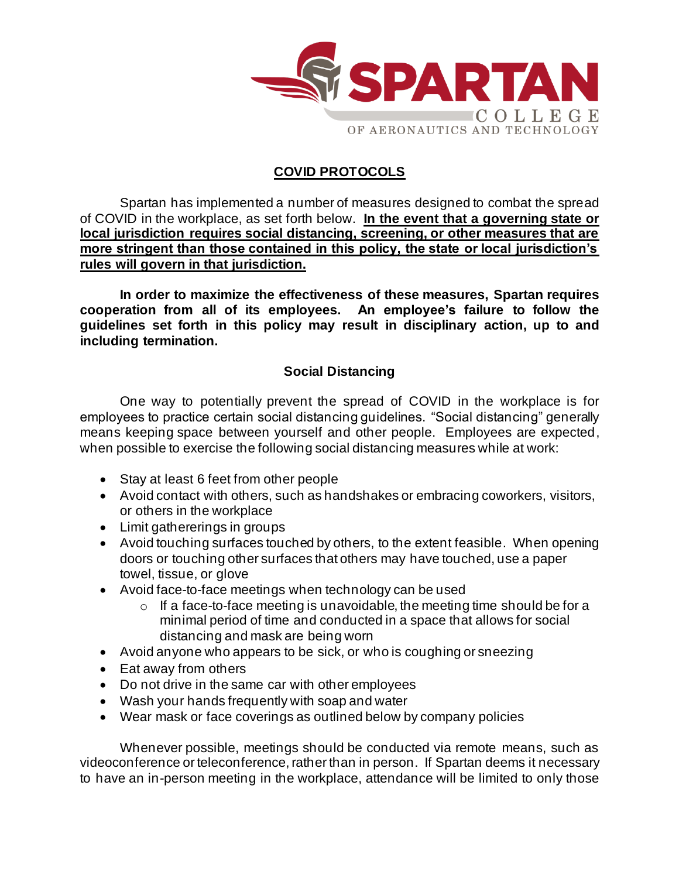SPARTAN COLLEGE OF AERONAUTICS AND TECHNOLOGY

## COVID PROTOCOLS

Spartan has implemented a number of measures designed to combat the spread of COVID in the workplace, as set forth below. **In the event that a governing state or local jurisdiction requires social distancing, screening, or other measures that are more stringent than those contained in this policy, the state or local jurisdiction's rules will govern in that jurisdiction.**

**In order to maximize the effectiveness of these measures, Spartan requires cooperation from all of its employees. An employee's failure to follow the guidelines set forth in this policy may result in disciplinary action, up to and including termination.**

### Social Distancing

One way to potentially prevent the spread of COVID in the workplace is for employees to practice certain social distancing guidelines. "Social distancing" generally means keeping space between yourself and other people. Employees are expected, when possible to exercise the following social distancing measures while at work:

- Stay at least 6 feet from other people
- Avoid contact with others, such as handshakes or embracing coworkers, visitors, or others in the workplace
- Limit gathererings in groups
- Avoid touching surfaces touched by others, to the extent feasible. When opening doors or touching other surfaces that others may have touched, use a paper towel, tissue, or glove
- Avoid face-to-face meetings when technology can be used
  - If a face-to-face meeting is unavoidable, the meeting time should be for a minimal period of time and conducted in a space that allows for social distancing and mask are being worn
- Avoid anyone who appears to be sick, or who is coughing or sneezing
- Eat away from others
- Do not drive in the same car with other employees
- Wash your hands frequently with soap and water
- Wear mask or face coverings as outlined below by company policies

Whenever possible, meetings should be conducted via remote means, such as videoconference or teleconference, rather than in person. If Spartan deems it necessary to have an in-person meeting in the workplace, attendance will be limited to only those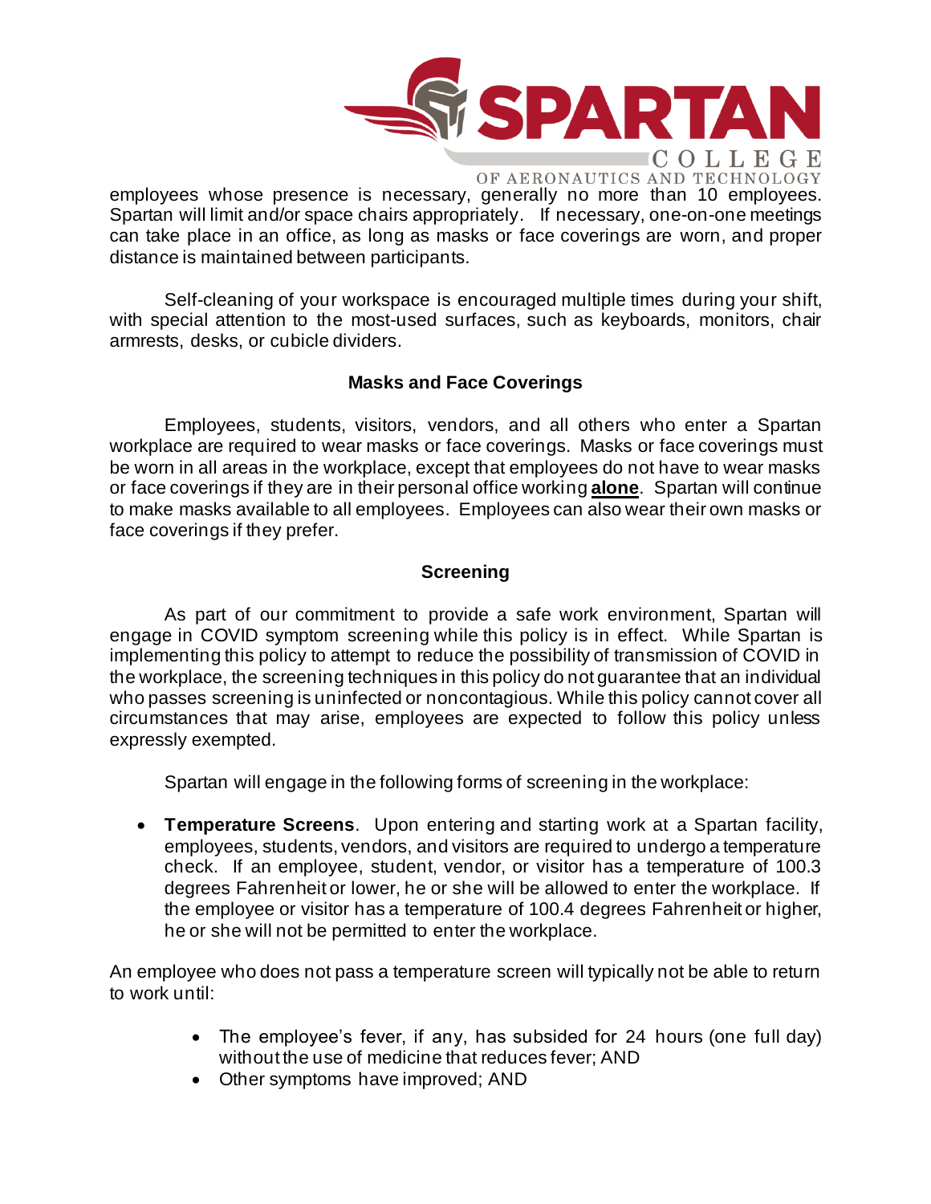employees whose presence is necessary, generally no more than 10 employees. Spartan will limit and/or space chairs appropriately. If necessary, one-on-one meetings can take place in an office, as long as masks or face coverings are worn, and proper distance is maintained between participants.

Self-cleaning of your workspace is encouraged multiple times during your shift, with special attention to the most-used surfaces, such as keyboards, monitors, chair armrests, desks, or cubicle dividers.

## Masks and Face Coverings

Employees, students, visitors, vendors, and all others who enter a Spartan workplace are required to wear masks or face coverings. Masks or face coverings must be worn in all areas in the workplace, except that employees do not have to wear masks or face coverings if they are in their personal office working **alone**. Spartan will continue to make masks available to all employees. Employees can also wear their own masks or face coverings if they prefer.

## Screening

As part of our commitment to provide a safe work environment, Spartan will engage in COVID symptom screening while this policy is in effect. While Spartan is implementing this policy to attempt to reduce the possibility of transmission of COVID in the workplace, the screening techniques in this policy do not guarantee that an individual who passes screening is uninfected or noncontagious. While this policy cannot cover all circumstances that may arise, employees are expected to follow this policy unless expressly exempted.

Spartan will engage in the following forms of screening in the workplace:

- **Temperature Screens**. Upon entering and starting work at a Spartan facility, employees, students, vendors, and visitors are required to undergo a temperature check. If an employee, student, vendor, or visitor has a temperature of 100.3 degrees Fahrenheit or lower, he or she will be allowed to enter the workplace. If the employee or visitor has a temperature of 100.4 degrees Fahrenheit or higher, he or she will not be permitted to enter the workplace.

An employee who does not pass a temperature screen will typically not be able to return to work until:

- The employee's fever, if any, has subsided for 24 hours (one full day) without the use of medicine that reduces fever; AND
- Other symptoms have improved; AND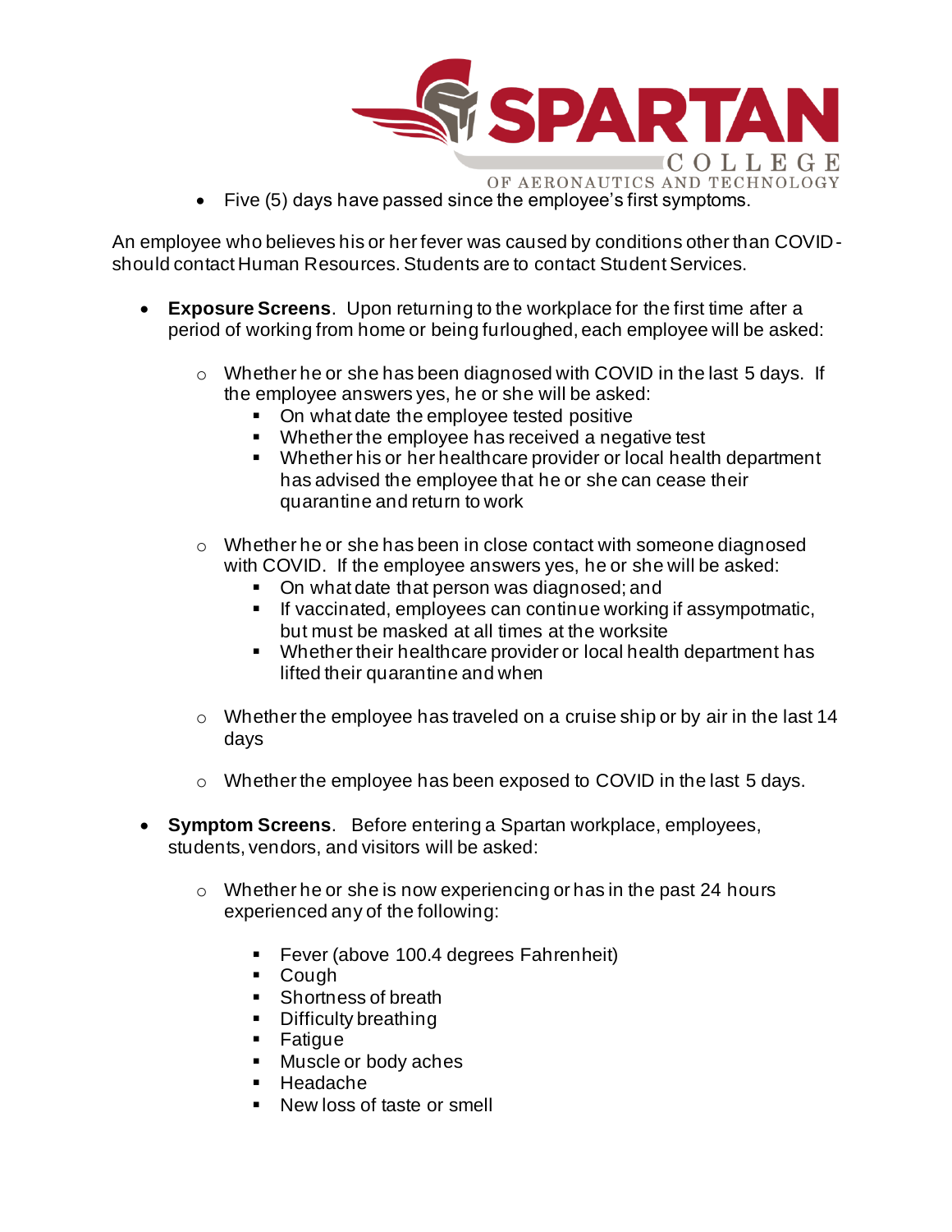- Five (5) days have passed since the employee's first symptoms.

An employee who believes his or her fever was caused by conditions other than COVID- should contact Human Resources. Students are to contact Student Services.

- **Exposure Screens**. Upon returning to the workplace for the first time after a period of working from home or being furloughed, each employee will be asked:
  - Whether he or she has been diagnosed with COVID in the last 5 days. If the employee answers yes, he or she will be asked:
    - On what date the employee tested positive
    - Whether the employee has received a negative test
    - Whether his or her healthcare provider or local health department has advised the employee that he or she can cease their quarantine and return to work
  - Whether he or she has been in close contact with someone diagnosed with COVID. If the employee answers yes, he or she will be asked:
    - On what date that person was diagnosed; and
    - If vaccinated, employees can continue working if assympotmatic, but must be masked at all times at the worksite
    - Whether their healthcare provider or local health department has lifted their quarantine and when
  - Whether the employee has traveled on a cruise ship or by air in the last 14 days
  - Whether the employee has been exposed to COVID in the last 5 days.
- **Symptom Screens**. Before entering a Spartan workplace, employees, students, vendors, and visitors will be asked:
  - Whether he or she is now experiencing or has in the past 24 hours experienced any of the following:
    - Fever (above 100.4 degrees Fahrenheit)
    - Cough
    - Shortness of breath
    - Difficulty breathing
    - Fatigue
    - Muscle or body aches
    - Headache
    - New loss of taste or smell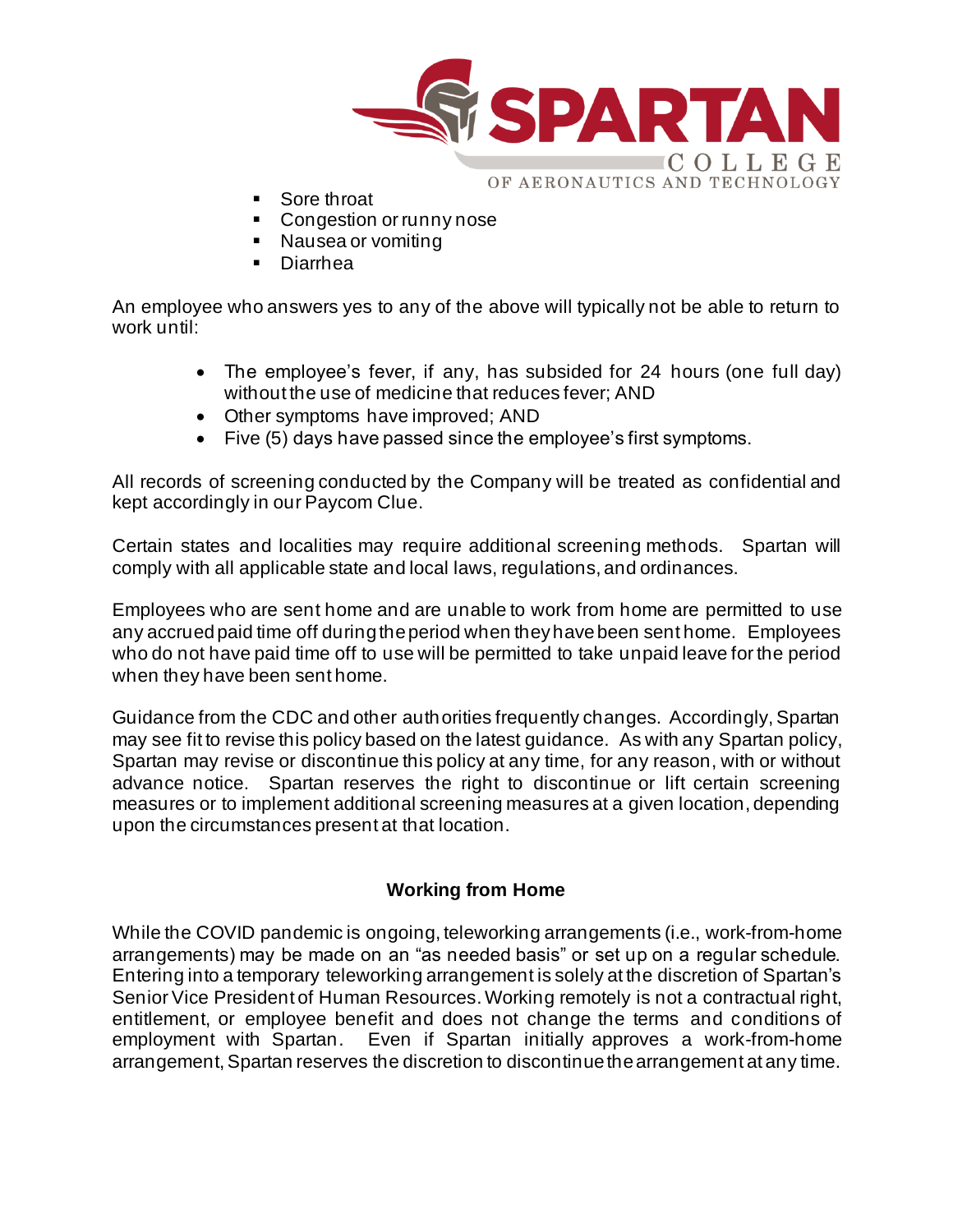- Sore throat
- Congestion or runny nose
- Nausea or vomiting
- Diarrhea

An employee who answers yes to any of the above will typically not be able to return to work until:

- The employee's fever, if any, has subsided for 24 hours (one full day) without the use of medicine that reduces fever; AND
- Other symptoms have improved; AND
- Five (5) days have passed since the employee's first symptoms.

All records of screening conducted by the Company will be treated as confidential and kept accordingly in our Paycom Clue.

Certain states and localities may require additional screening methods. Spartan will comply with all applicable state and local laws, regulations, and ordinances.

Employees who are sent home and are unable to work from home are permitted to use any accrued paid time off during the period when they have been sent home. Employees who do not have paid time off to use will be permitted to take unpaid leave for the period when they have been sent home.

Guidance from the CDC and other authorities frequently changes. Accordingly, Spartan may see fit to revise this policy based on the latest guidance. As with any Spartan policy, Spartan may revise or discontinue this policy at any time, for any reason, with or without advance notice. Spartan reserves the right to discontinue or lift certain screening measures or to implement additional screening measures at a given location, depending upon the circumstances present at that location.

## Working from Home

While the COVID pandemic is ongoing, teleworking arrangements (i.e., work-from-home arrangements) may be made on an "as needed basis" or set up on a regular schedule. Entering into a temporary teleworking arrangement is solely at the discretion of Spartan's Senior Vice President of Human Resources. Working remotely is not a contractual right, entitlement, or employee benefit and does not change the terms and conditions of employment with Spartan. Even if Spartan initially approves a work-from-home arrangement, Spartan reserves the discretion to discontinue the arrangement at any time.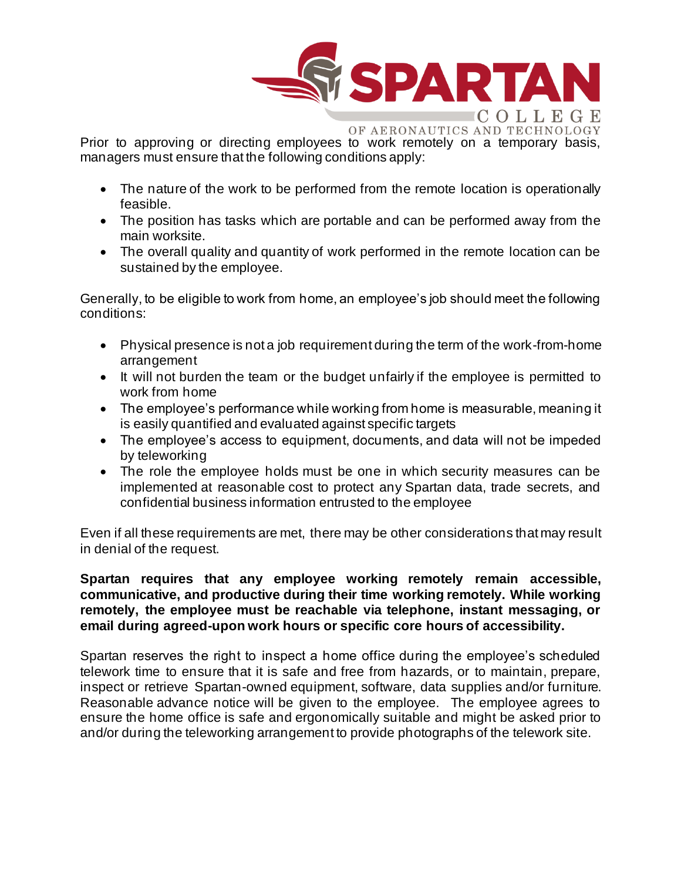Prior to approving or directing employees to work remotely on a temporary basis, managers must ensure that the following conditions apply:

- The nature of the work to be performed from the remote location is operationally feasible.
- The position has tasks which are portable and can be performed away from the main worksite.
- The overall quality and quantity of work performed in the remote location can be sustained by the employee.

Generally, to be eligible to work from home, an employee's job should meet the following conditions:

- Physical presence is not a job requirement during the term of the work-from-home arrangement
- It will not burden the team or the budget unfairly if the employee is permitted to work from home
- The employee's performance while working from home is measurable, meaning it is easily quantified and evaluated against specific targets
- The employee's access to equipment, documents, and data will not be impeded by teleworking
- The role the employee holds must be one in which security measures can be implemented at reasonable cost to protect any Spartan data, trade secrets, and confidential business information entrusted to the employee

Even if all these requirements are met, there may be other considerations that may result in denial of the request.

**Spartan requires that any employee working remotely remain accessible, communicative, and productive during their time working remotely. While working remotely, the employee must be reachable via telephone, instant messaging, or email during agreed-upon work hours or specific core hours of accessibility.**

Spartan reserves the right to inspect a home office during the employee's scheduled telework time to ensure that it is safe and free from hazards, or to maintain, prepare, inspect or retrieve Spartan-owned equipment, software, data supplies and/or furniture. Reasonable advance notice will be given to the employee. The employee agrees to ensure the home office is safe and ergonomically suitable and might be asked prior to and/or during the teleworking arrangement to provide photographs of the telework site.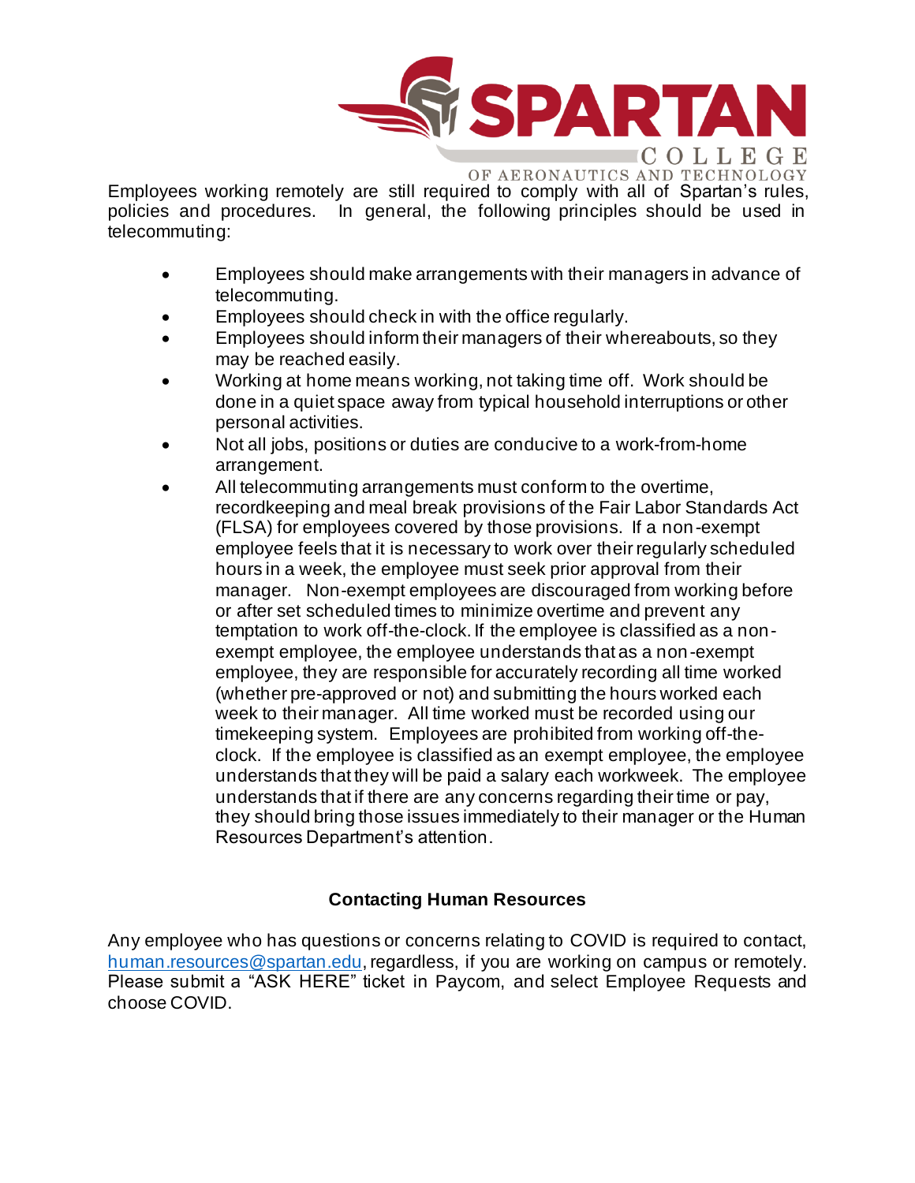Employees working remotely are still required to comply with all of Spartan's rules, policies and procedures. In general, the following principles should be used in telecommuting:

- Employees should make arrangements with their managers in advance of telecommuting.
- Employees should check in with the office regularly.
- Employees should inform their managers of their whereabouts, so they may be reached easily.
- Working at home means working, not taking time off. Work should be done in a quiet space away from typical household interruptions or other personal activities.
- Not all jobs, positions or duties are conducive to a work-from-home arrangement.
- All telecommuting arrangements must conform to the overtime, recordkeeping and meal break provisions of the Fair Labor Standards Act (FLSA) for employees covered by those provisions. If a non-exempt employee feels that it is necessary to work over their regularly scheduled hours in a week, the employee must seek prior approval from their manager. Non-exempt employees are discouraged from working before or after set scheduled times to minimize overtime and prevent any temptation to work off-the-clock. If the employee is classified as a non-exempt employee, the employee understands that as a non-exempt employee, they are responsible for accurately recording all time worked (whether pre-approved or not) and submitting the hours worked each week to their manager. All time worked must be recorded using our timekeeping system. Employees are prohibited from working off-the-clock. If the employee is classified as an exempt employee, the employee understands that they will be paid a salary each workweek. The employee understands that if there are any concerns regarding their time or pay, they should bring those issues immediately to their manager or the Human Resources Department's attention.

**Contacting Human Resources**

Any employee who has questions or concerns relating to COVID is required to contact, human.resources@spartan.edu, regardless, if you are working on campus or remotely. Please submit a "ASK HERE" ticket in Paycom, and select Employee Requests and choose COVID.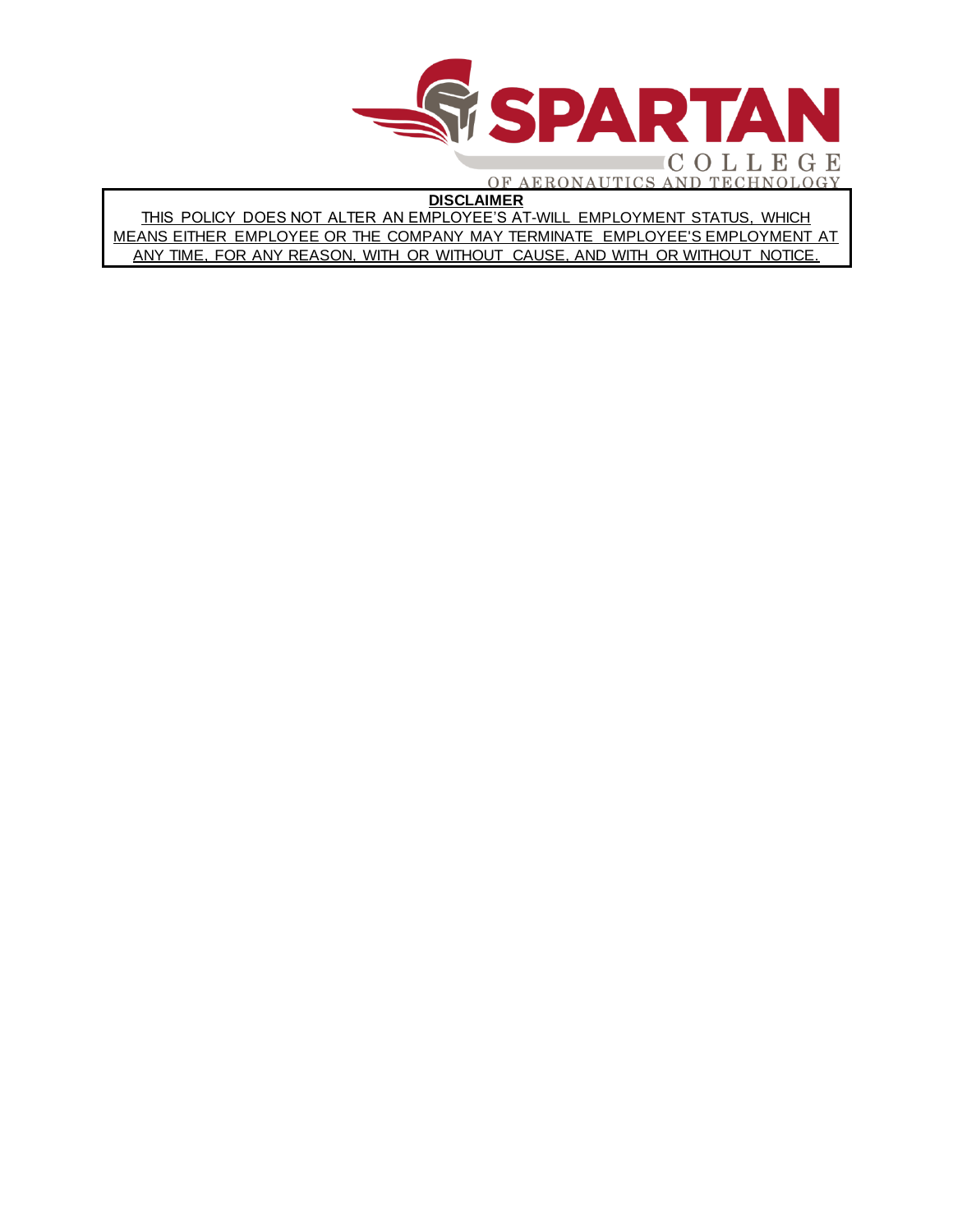**DISCLAIMER**

THIS POLICY DOES NOT ALTER AN EMPLOYEE'S AT-WILL EMPLOYMENT STATUS, WHICH MEANS EITHER EMPLOYEE OR THE COMPANY MAY TERMINATE EMPLOYEE'S EMPLOYMENT AT ANY TIME, FOR ANY REASON, WITH OR WITHOUT CAUSE, AND WITH OR WITHOUT NOTICE.